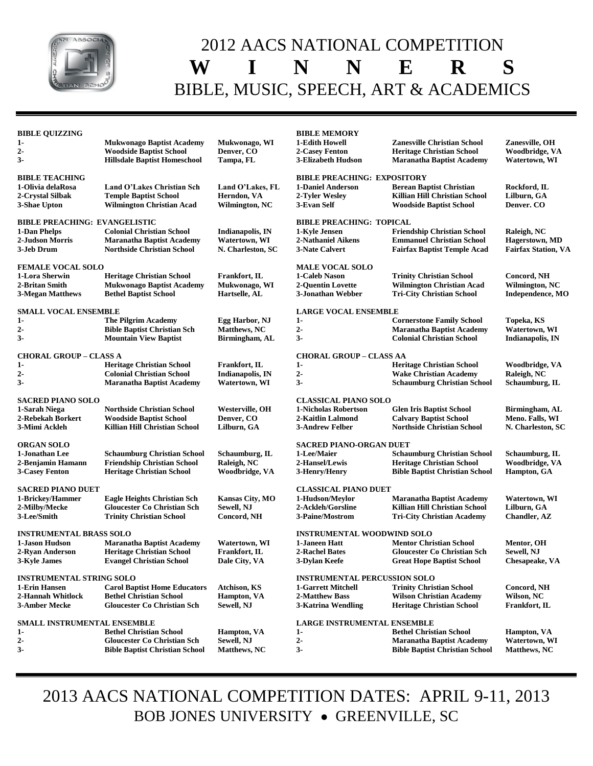# 2012 AACS NATIONAL COMPETITION
# W I N N E R S
## BIBLE, MUSIC, SPEECH, ART & ACADEMICS

**BIBLE QUIZZING**

| Place | School | Location |
|---|---|---|
| 1- | Mukwonago Baptist Academy | Mukwonago, WI |
| 2- | Woodside Baptist School | Denver, CO |
| 3- | Hillsdale Baptist Homeschool | Tampa, FL |

**BIBLE TEACHING**

| Place | School | Location |
|---|---|---|
| 1-Olivia delaRosa | Land O'Lakes Christian Sch | Land O'Lakes, FL |
| 2-Crystal Silbak | Temple Baptist School | Herndon, VA |
| 3-Shae Upton | Wilmington Christian Acad | Wilmington, NC |

**BIBLE PREACHING: EVANGELISTIC**

| Place | School | Location |
|---|---|---|
| 1-Dan Phelps | Colonial Christian School | Indianapolis, IN |
| 2-Judson Morris | Maranatha Baptist Academy | Watertown, WI |
| 3-Jeb Drum | Northside Christian School | N. Charleston, SC |

**FEMALE VOCAL SOLO**

| Place | School | Location |
|---|---|---|
| 1-Lora Sherwin | Heritage Christian School | Frankfort, IL |
| 2-Britan Smith | Mukwonago Baptist Academy | Mukwonago, WI |
| 3-Megan Matthews | Bethel Baptist School | Hartselle, AL |

**SMALL VOCAL ENSEMBLE**

| Place | School | Location |
|---|---|---|
| 1- | The Pilgrim Academy | Egg Harbor, NJ |
| 2- | Bible Baptist Christian Sch | Matthews, NC |
| 3- | Mountain View Baptist | Birmingham, AL |

**CHORAL GROUP – CLASS A**

| Place | School | Location |
|---|---|---|
| 1- | Heritage Christian School | Frankfort, IL |
| 2- | Colonial Christian School | Indianapolis, IN |
| 3- | Maranatha Baptist Academy | Watertown, WI |

**SACRED PIANO SOLO**

| Place | School | Location |
|---|---|---|
| 1-Sarah Niega | Northside Christian School | Westerville, OH |
| 2-Rebekah Borkert | Woodside Baptist School | Denver, CO |
| 3-Mimi Ackleh | Killian Hill Christian School | Lilburn, GA |

**ORGAN SOLO**

| Place | School | Location |
|---|---|---|
| 1-Jonathan Lee | Schaumburg Christian School | Schaumburg, IL |
| 2-Benjamin Hamann | Friendship Christian School | Raleigh, NC |
| 3-Casey Fenton | Heritage Christian School | Woodbridge, VA |

**SACRED PIANO DUET**

| Place | School | Location |
|---|---|---|
| 1-Brickey/Hammer | Eagle Heights Christian Sch | Kansas City, MO |
| 2-Milby/Mecke | Gloucester Co Christian Sch | Sewell, NJ |
| 3-Lee/Smith | Trinity Christian School | Concord, NH |

**INSTRUMENTAL BRASS SOLO**

| Place | School | Location |
|---|---|---|
| 1-Jason Hudson | Maranatha Baptist Academy | Watertown, WI |
| 2-Ryan Anderson | Heritage Christian School | Frankfort, IL |
| 3-Kyle James | Evangel Christian School | Dale City, VA |

**INSTRUMENTAL STRING SOLO**

| Place | School | Location |
|---|---|---|
| 1-Erin Hansen | Carol Baptist Home Educators | Atchison, KS |
| 2-Hannah Whitlock | Bethel Christian School | Hampton, VA |
| 3-Amber Mecke | Gloucester Co Christian Sch | Sewell, NJ |

**SMALL INSTRUMENTAL ENSEMBLE**

| Place | School | Location |
|---|---|---|
| 1- | Bethel Christian School | Hampton, VA |
| 2- | Gloucester Co Christian Sch | Sewell, NJ |
| 3- | Bible Baptist Christian School | Matthews, NC |

**BIBLE MEMORY**

| Place | School | Location |
|---|---|---|
| 1-Edith Howell | Zanesville Christian School | Zanesville, OH |
| 2-Casey Fenton | Heritage Christian School | Woodbridge, VA |
| 3-Elizabeth Hudson | Maranatha Baptist Academy | Watertown, WI |

**BIBLE PREACHING: EXPOSITORY**

| Place | School | Location |
|---|---|---|
| 1-Daniel Anderson | Berean Baptist Christian | Rockford, IL |
| 2-Tyler Wesley | Killian Hill Christian School | Lilburn, GA |
| 3-Evan Self | Woodside Baptist School | Denver. CO |

**BIBLE PREACHING: TOPICAL**

| Place | School | Location |
|---|---|---|
| 1-Kyle Jensen | Friendship Christian School | Raleigh, NC |
| 2-Nathaniel Aikens | Emmanuel Christian School | Hagerstown, MD |
| 3-Nate Calvert | Fairfax Baptist Temple Acad | Fairfax Station, VA |

**MALE VOCAL SOLO**

| Place | School | Location |
|---|---|---|
| 1-Caleb Nason | Trinity Christian School | Concord, NH |
| 2-Quentin Lovette | Wilmington Christian Acad | Wilmington, NC |
| 3-Jonathan Webber | Tri-City Christian School | Independence, MO |

**LARGE VOCAL ENSEMBLE**

| Place | School | Location |
|---|---|---|
| 1- | Cornerstone Family School | Topeka, KS |
| 2- | Maranatha Baptist Academy | Watertown, WI |
| 3- | Colonial Christian School | Indianapolis, IN |

**CHORAL GROUP – CLASS AA**

| Place | School | Location |
|---|---|---|
| 1- | Heritage Christian School | Woodbridge, VA |
| 2- | Wake Christian Academy | Raleigh, NC |
| 3- | Schaumburg Christian School | Schaumburg, IL |

**CLASSICAL PIANO SOLO**

| Place | School | Location |
|---|---|---|
| 1-Nicholas Robertson | Glen Iris Baptist School | Birmingham, AL |
| 2-Kaitlin Lalmond | Calvary Baptist School | Meno. Falls, WI |
| 3-Andrew Felber | Northside Christian School | N. Charleston, SC |

**SACRED PIANO-ORGAN DUET**

| Place | School | Location |
|---|---|---|
| 1-Lee/Maier | Schaumburg Christian School | Schaumburg, IL |
| 2-Hansel/Lewis | Heritage Christian School | Woodbridge, VA |
| 3-Henry/Henry | Bible Baptist Christian School | Hampton, GA |

**CLASSICAL PIANO DUET**

| Place | School | Location |
|---|---|---|
| 1-Hudson/Meylor | Maranatha Baptist Academy | Watertown, WI |
| 2-Ackleh/Gorsline | Killian Hill Christian School | Lilburn, GA |
| 3-Paine/Mostrom | Tri-City Christian Academy | Chandler, AZ |

**INSTRUMENTAL WOODWIND SOLO**

| Place | School | Location |
|---|---|---|
| 1-Janeen Hatt | Mentor Christian School | Mentor, OH |
| 2-Rachel Bates | Gloucester Co Christian Sch | Sewell, NJ |
| 3-Dylan Keefe | Great Hope Baptist School | Chesapeake, VA |

**INSTRUMENTAL PERCUSSION SOLO**

| Place | School | Location |
|---|---|---|
| 1-Garrett Mitchell | Trinity Christian School | Concord, NH |
| 2-Matthew Bass | Wilson Christian Academy | Wilson, NC |
| 3-Katrina Wendling | Heritage Christian School | Frankfort, IL |

**LARGE INSTRUMENTAL ENSEMBLE**

| Place | School | Location |
|---|---|---|
| 1- | Bethel Christian School | Hampton, VA |
| 2- | Maranatha Baptist Academy | Watertown, WI |
| 3- | Bible Baptist Christian School | Matthews, NC |

## 2013 AACS NATIONAL COMPETITION DATES: APRIL 9-11, 2013
### BOB JONES UNIVERSITY • GREENVILLE, SC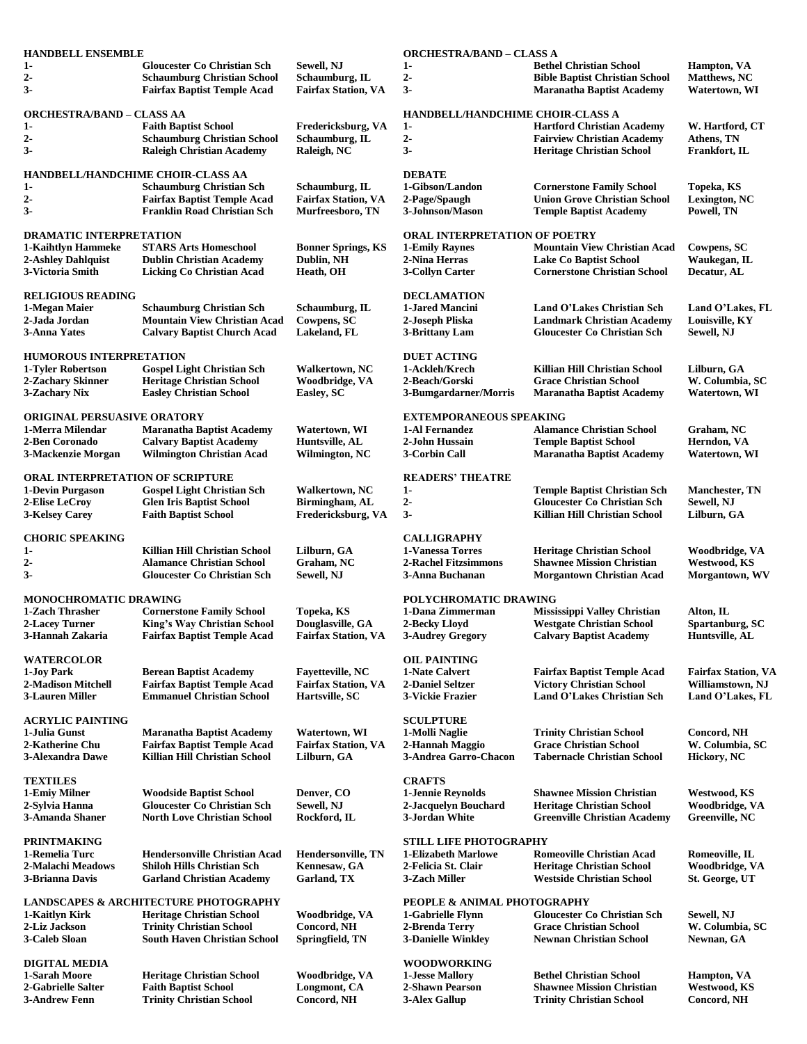**HANDBELL ENSEMBLE**

| | | |
|---|---|---|
| 1- | Gloucester Co Christian Sch | Sewell, NJ |
| 2- | Schaumburg Christian School | Schaumburg, IL |
| 3- | Fairfax Baptist Temple Acad | Fairfax Station, VA |

**ORCHESTRA/BAND – CLASS AA**

| | | |
|---|---|---|
| 1- | Faith Baptist School | Fredericksburg, VA |
| 2- | Schaumburg Christian School | Schaumburg, IL |
| 3- | Raleigh Christian Academy | Raleigh, NC |

**HANDBELL/HANDCHIME CHOIR-CLASS AA**

| | | |
|---|---|---|
| 1- | Schaumburg Christian Sch | Schaumburg, IL |
| 2- | Fairfax Baptist Temple Acad | Fairfax Station, VA |
| 3- | Franklin Road Christian Sch | Murfreesboro, TN |

**DRAMATIC INTERPRETATION**

| | | |
|---|---|---|
| 1-Kaihtlyn Hammeke | STARS Arts Homeschool | Bonner Springs, KS |
| 2-Ashley Dahlquist | Dublin Christian Academy | Dublin, NH |
| 3-Victoria Smith | Licking Co Christian Acad | Heath, OH |

**RELIGIOUS READING**

| | | |
|---|---|---|
| 1-Megan Maier | Schaumburg Christian Sch | Schaumburg, IL |
| 2-Jada Jordan | Mountain View Christian Acad | Cowpens, SC |
| 3-Anna Yates | Calvary Baptist Church Acad | Lakeland, FL |

**HUMOROUS INTERPRETATION**

| | | |
|---|---|---|
| 1-Tyler Robertson | Gospel Light Christian Sch | Walkertown, NC |
| 2-Zachary Skinner | Heritage Christian School | Woodbridge, VA |
| 3-Zachary Nix | Easley Christian School | Easley, SC |

**ORIGINAL PERSUASIVE ORATORY**

| | | |
|---|---|---|
| 1-Merra Milendar | Maranatha Baptist Academy | Watertown, WI |
| 2-Ben Coronado | Calvary Baptist Academy | Huntsville, AL |
| 3-Mackenzie Morgan | Wilmington Christian Acad | Wilmington, NC |

**ORAL INTERPRETATION OF SCRIPTURE**

| | | |
|---|---|---|
| 1-Devin Purgason | Gospel Light Christian Sch | Walkertown, NC |
| 2-Elise LeCroy | Glen Iris Baptist School | Birmingham, AL |
| 3-Kelsey Carey | Faith Baptist School | Fredericksburg, VA |

**CHORIC SPEAKING**

| | | |
|---|---|---|
| 1- | Killian Hill Christian School | Lilburn, GA |
| 2- | Alamance Christian School | Graham, NC |
| 3- | Gloucester Co Christian Sch | Sewell, NJ |

**MONOCHROMATIC DRAWING**

| | | |
|---|---|---|
| 1-Zach Thrasher | Cornerstone Family School | Topeka, KS |
| 2-Lacey Turner | King's Way Christian School | Douglasville, GA |
| 3-Hannah Zakaria | Fairfax Baptist Temple Acad | Fairfax Station, VA |

**WATERCOLOR**

| | | |
|---|---|---|
| 1-Joy Park | Berean Baptist Academy | Fayetteville, NC |
| 2-Madison Mitchell | Fairfax Baptist Temple Acad | Fairfax Station, VA |
| 3-Lauren Miller | Emmanuel Christian School | Hartsville, SC |

**ACRYLIC PAINTING**

| | | |
|---|---|---|
| 1-Julia Gunst | Maranatha Baptist Academy | Watertown, WI |
| 2-Katherine Chu | Fairfax Baptist Temple Acad | Fairfax Station, VA |
| 3-Alexandra Dawe | Killian Hill Christian School | Lilburn, GA |

**TEXTILES**

| | | |
|---|---|---|
| 1-Emiy Milner | Woodside Baptist School | Denver, CO |
| 2-Sylvia Hanna | Gloucester Co Christian Sch | Sewell, NJ |
| 3-Amanda Shaner | North Love Christian School | Rockford, IL |

**PRINTMAKING**

| | | |
|---|---|---|
| 1-Remelia Turc | Hendersonville Christian Acad | Hendersonville, TN |
| 2-Malachi Meadows | Shiloh Hills Christian Sch | Kennesaw, GA |
| 3-Brianna Davis | Garland Christian Academy | Garland, TX |

**LANDSCAPES & ARCHITECTURE PHOTOGRAPHY**

| | | |
|---|---|---|
| 1-Kaitlyn Kirk | Heritage Christian School | Woodbridge, VA |
| 2-Liz Jackson | Trinity Christian School | Concord, NH |
| 3-Caleb Sloan | South Haven Christian School | Springfield, TN |

**DIGITAL MEDIA**

| | | |
|---|---|---|
| 1-Sarah Moore | Heritage Christian School | Woodbridge, VA |
| 2-Gabrielle Salter | Faith Baptist School | Longmont, CA |
| 3-Andrew Fenn | Trinity Christian School | Concord, NH |

**ORCHESTRA/BAND – CLASS A**

| | | |
|---|---|---|
| 1- | Bethel Christian School | Hampton, VA |
| 2- | Bible Baptist Christian School | Matthews, NC |
| 3- | Maranatha Baptist Academy | Watertown, WI |

**HANDBELL/HANDCHIME CHOIR-CLASS A**

| | | |
|---|---|---|
| 1- | Hartford Christian Academy | W. Hartford, CT |
| 2- | Fairview Christian Academy | Athens, TN |
| 3- | Heritage Christian School | Frankfort, IL |

**DEBATE**

| | | |
|---|---|---|
| 1-Gibson/Landon | Cornerstone Family School | Topeka, KS |
| 2-Page/Spaugh | Union Grove Christian School | Lexington, NC |
| 3-Johnson/Mason | Temple Baptist Academy | Powell, TN |

**ORAL INTERPRETATION OF POETRY**

| | | |
|---|---|---|
| 1-Emily Raynes | Mountain View Christian Acad | Cowpens, SC |
| 2-Nina Herras | Lake Co Baptist School | Waukegan, IL |
| 3-Collyn Carter | Cornerstone Christian School | Decatur, AL |

**DECLAMATION**

| | | |
|---|---|---|
| 1-Jared Mancini | Land O'Lakes Christian Sch | Land O'Lakes, FL |
| 2-Joseph Pliska | Landmark Christian Academy | Louisville, KY |
| 3-Brittany Lam | Gloucester Co Christian Sch | Sewell, NJ |

**DUET ACTING**

| | | |
|---|---|---|
| 1-Ackleh/Krech | Killian Hill Christian School | Lilburn, GA |
| 2-Beach/Gorski | Grace Christian School | W. Columbia, SC |
| 3-Bumgardarner/Morris | Maranatha Baptist Academy | Watertown, WI |

**EXTEMPORANEOUS SPEAKING**

| | | |
|---|---|---|
| 1-Al Fernandez | Alamance Christian School | Graham, NC |
| 2-John Hussain | Temple Baptist School | Herndon, VA |
| 3-Corbin Call | Maranatha Baptist Academy | Watertown, WI |

**READERS' THEATRE**

| | | |
|---|---|---|
| 1- | Temple Baptist Christian Sch | Manchester, TN |
| 2- | Gloucester Co Christian Sch | Sewell, NJ |
| 3- | Killian Hill Christian School | Lilburn, GA |

**CALLIGRAPHY**

| | | |
|---|---|---|
| 1-Vanessa Torres | Heritage Christian School | Woodbridge, VA |
| 2-Rachel Fitzsimmons | Shawnee Mission Christian | Westwood, KS |
| 3-Anna Buchanan | Morgantown Christian Acad | Morgantown, WV |

**POLYCHROMATIC DRAWING**

| | | |
|---|---|---|
| 1-Dana Zimmerman | Mississippi Valley Christian | Alton, IL |
| 2-Becky Lloyd | Westgate Christian School | Spartanburg, SC |
| 3-Audrey Gregory | Calvary Baptist Academy | Huntsville, AL |

**OIL PAINTING**

| | | |
|---|---|---|
| 1-Nate Calvert | Fairfax Baptist Temple Acad | Fairfax Station, VA |
| 2-Daniel Seltzer | Victory Christian School | Williamstown, NJ |
| 3-Vickie Frazier | Land O'Lakes Christian Sch | Land O'Lakes, FL |

**SCULPTURE**

| | | |
|---|---|---|
| 1-Molli Naglie | Trinity Christian School | Concord, NH |
| 2-Hannah Maggio | Grace Christian School | W. Columbia, SC |
| 3-Andrea Garro-Chacon | Tabernacle Christian School | Hickory, NC |

**CRAFTS**

| | | |
|---|---|---|
| 1-Jennie Reynolds | Shawnee Mission Christian | Westwood, KS |
| 2-Jacquelyn Bouchard | Heritage Christian School | Woodbridge, VA |
| 3-Jordan White | Greenville Christian Academy | Greenville, NC |

**STILL LIFE PHOTOGRAPHY**

| | | |
|---|---|---|
| 1-Elizabeth Marlowe | Romeoville Christian Acad | Romeoville, IL |
| 2-Felicia St. Clair | Heritage Christian School | Woodbridge, VA |
| 3-Zach Miller | Westside Christian School | St. George, UT |

**PEOPLE & ANIMAL PHOTOGRAPHY**

| | | |
|---|---|---|
| 1-Gabrielle Flynn | Gloucester Co Christian Sch | Sewell, NJ |
| 2-Brenda Terry | Grace Christian School | W. Columbia, SC |
| 3-Danielle Winkley | Newnan Christian School | Newnan, GA |

**WOODWORKING**

| | | |
|---|---|---|
| 1-Jesse Mallory | Bethel Christian School | Hampton, VA |
| 2-Shawn Pearson | Shawnee Mission Christian | Westwood, KS |
| 3-Alex Gallup | Trinity Christian School | Concord, NH |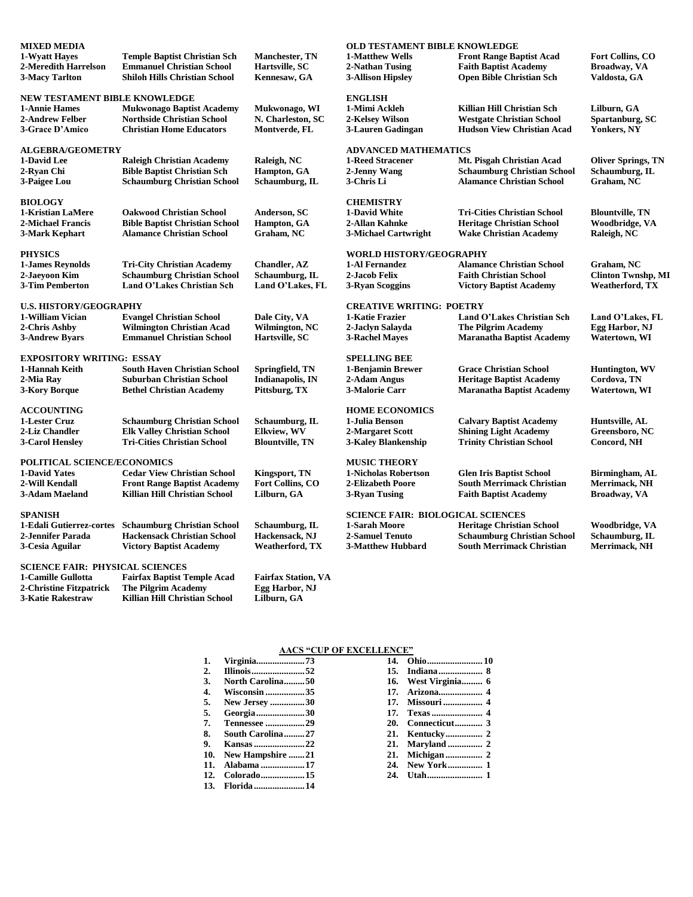**MIXED MEDIA**

| | | |
|---|---|---|
| 1-Wyatt Hayes | Temple Baptist Christian Sch | Manchester, TN |
| 2-Meredith Harrelson | Emmanuel Christian School | Hartsville, SC |
| 3-Macy Tarlton | Shiloh Hills Christian School | Kennesaw, GA |

**NEW TESTAMENT BIBLE KNOWLEDGE**

| | | |
|---|---|---|
| 1-Annie Hames | Mukwonago Baptist Academy | Mukwonago, WI |
| 2-Andrew Felber | Northside Christian School | N. Charleston, SC |
| 3-Grace D'Amico | Christian Home Educators | Montverde, FL |

**ALGEBRA/GEOMETRY**

| | | |
|---|---|---|
| 1-David Lee | Raleigh Christian Academy | Raleigh, NC |
| 2-Ryan Chi | Bible Baptist Christian Sch | Hampton, GA |
| 3-Paigee Lou | Schaumburg Christian School | Schaumburg, IL |

**BIOLOGY**

| | | |
|---|---|---|
| 1-Kristian LaMere | Oakwood Christian School | Anderson, SC |
| 2-Michael Francis | Bible Baptist Christian School | Hampton, GA |
| 3-Mark Kephart | Alamance Christian School | Graham, NC |

**PHYSICS**

| | | |
|---|---|---|
| 1-James Reynolds | Tri-City Christian Academy | Chandler, AZ |
| 2-Jaeyoon Kim | Schaumburg Christian School | Schaumburg, IL |
| 3-Tim Pemberton | Land O'Lakes Christian Sch | Land O'Lakes, FL |

**U.S. HISTORY/GEOGRAPHY**

| | | |
|---|---|---|
| 1-William Vician | Evangel Christian School | Dale City, VA |
| 2-Chris Ashby | Wilmington Christian Acad | Wilmington, NC |
| 3-Andrew Byars | Emmanuel Christian School | Hartsville, SC |

**EXPOSITORY WRITING: ESSAY**

| | | |
|---|---|---|
| 1-Hannah Keith | South Haven Christian School | Springfield, TN |
| 2-Mia Ray | Suburban Christian School | Indianapolis, IN |
| 3-Kory Borque | Bethel Christian Academy | Pittsburg, TX |

**ACCOUNTING**

| | | |
|---|---|---|
| 1-Lester Cruz | Schaumburg Christian School | Schaumburg, IL |
| 2-Liz Chandler | Elk Valley Christian School | Elkview, WV |
| 3-Carol Hensley | Tri-Cities Christian School | Blountville, TN |

**POLITICAL SCIENCE/ECONOMICS**

| | | |
|---|---|---|
| 1-David Yates | Cedar View Christian School | Kingsport, TN |
| 2-Will Kendall | Front Range Baptist Academy | Fort Collins, CO |
| 3-Adam Maeland | Killian Hill Christian School | Lilburn, GA |

**SPANISH**

| | | |
|---|---|---|
| 1-Edali Gutierrez-cortes | Schaumburg Christian School | Schaumburg, IL |
| 2-Jennifer Parada | Hackensack Christian School | Hackensack, NJ |
| 3-Cesia Aguilar | Victory Baptist Academy | Weatherford, TX |

**SCIENCE FAIR: PHYSICAL SCIENCES**

| | | |
|---|---|---|
| 1-Camille Gullotta | Fairfax Baptist Temple Acad | Fairfax Station, VA |
| 2-Christine Fitzpatrick | The Pilgrim Academy | Egg Harbor, NJ |
| 3-Katie Rakestraw | Killian Hill Christian School | Lilburn, GA |

**OLD TESTAMENT BIBLE KNOWLEDGE**

| | | |
|---|---|---|
| 1-Matthew Wells | Front Range Baptist Acad | Fort Collins, CO |
| 2-Nathan Tusing | Faith Baptist Academy | Broadway, VA |
| 3-Allison Hipsley | Open Bible Christian Sch | Valdosta, GA |

**ENGLISH**

| | | |
|---|---|---|
| 1-Mimi Ackleh | Killian Hill Christian Sch | Lilburn, GA |
| 2-Kelsey Wilson | Westgate Christian School | Spartanburg, SC |
| 3-Lauren Gadingan | Hudson View Christian Acad | Yonkers, NY |

**ADVANCED MATHEMATICS**

| | | |
|---|---|---|
| 1-Reed Stracener | Mt. Pisgah Christian Acad | Oliver Springs, TN |
| 2-Jenny Wang | Schaumburg Christian School | Schaumburg, IL |
| 3-Chris Li | Alamance Christian School | Graham, NC |

**CHEMISTRY**

| | | |
|---|---|---|
| 1-David White | Tri-Cities Christian School | Blountville, TN |
| 2-Allan Kahnke | Heritage Christian School | Woodbridge, VA |
| 3-Michael Cartwright | Wake Christian Academy | Raleigh, NC |

**WORLD HISTORY/GEOGRAPHY**

| | | |
|---|---|---|
| 1-Al Fernandez | Alamance Christian School | Graham, NC |
| 2-Jacob Felix | Faith Christian School | Clinton Twnshp, MI |
| 3-Ryan Scoggins | Victory Baptist Academy | Weatherford, TX |

**CREATIVE WRITING: POETRY**

| | | |
|---|---|---|
| 1-Katie Frazier | Land O'Lakes Christian Sch | Land O'Lakes, FL |
| 2-Jaclyn Salayda | The Pilgrim Academy | Egg Harbor, NJ |
| 3-Rachel Mayes | Maranatha Baptist Academy | Watertown, WI |

**SPELLING BEE**

| | | |
|---|---|---|
| 1-Benjamin Brewer | Grace Christian School | Huntington, WV |
| 2-Adam Angus | Heritage Baptist Academy | Cordova, TN |
| 3-Malorie Carr | Maranatha Baptist Academy | Watertown, WI |

**HOME ECONOMICS**

| | | |
|---|---|---|
| 1-Julia Benson | Calvary Baptist Academy | Huntsville, AL |
| 2-Margaret Scott | Shining Light Academy | Greensboro, NC |
| 3-Kaley Blankenship | Trinity Christian School | Concord, NH |

**MUSIC THEORY**

| | | |
|---|---|---|
| 1-Nicholas Robertson | Glen Iris Baptist School | Birmingham, AL |
| 2-Elizabeth Poore | South Merrimack Christian | Merrimack, NH |
| 3-Ryan Tusing | Faith Baptist Academy | Broadway, VA |

**SCIENCE FAIR: BIOLOGICAL SCIENCES**

| | | |
|---|---|---|
| 1-Sarah Moore | Heritage Christian School | Woodbridge, VA |
| 2-Samuel Tenuto | Schaumburg Christian School | Schaumburg, IL |
| 3-Matthew Hubbard | South Merrimack Christian | Merrimack, NH |

## AACS "CUP OF EXCELLENCE"

| | | |
|---|---|---|
| 1. | Virginia | 73 |
| 2. | Illinois | 52 |
| 3. | North Carolina | 50 |
| 4. | Wisconsin | 35 |
| 5. | New Jersey | 30 |
| 5. | Georgia | 30 |
| 7. | Tennessee | 29 |
| 8. | South Carolina | 27 |
| 9. | Kansas | 22 |
| 10. | New Hampshire | 21 |
| 11. | Alabama | 17 |
| 12. | Colorado | 15 |
| 13. | Florida | 14 |
| 14. | Ohio | 10 |
| 15. | Indiana | 8 |
| 16. | West Virginia | 6 |
| 17. | Arizona | 4 |
| 17. | Missouri | 4 |
| 17. | Texas | 4 |
| 20. | Connecticut | 3 |
| 21. | Kentucky | 2 |
| 21. | Maryland | 2 |
| 21. | Michigan | 2 |
| 24. | New York | 1 |
| 24. | Utah | 1 |